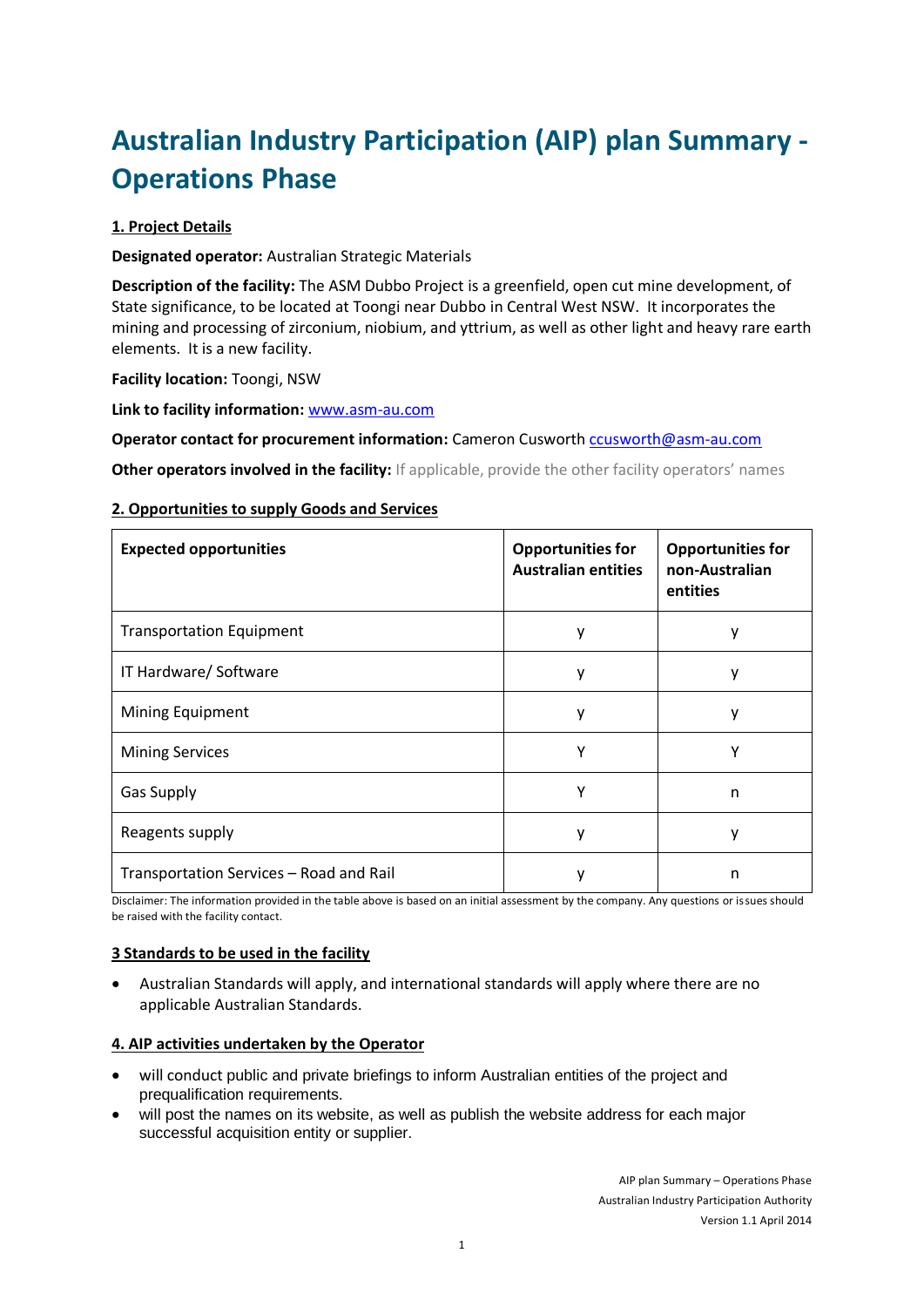# Australian Industry Participation (AIP) plan Summary - Operations Phase

## 1. Project Details

**Designated operator:** Australian Strategic Materials

**Description of the facility:** The ASM Dubbo Project is a greenfield, open cut mine development, of State significance, to be located at Toongi near Dubbo in Central West NSW. It incorporates the mining and processing of zirconium, niobium, and yttrium, as well as other light and heavy rare earth elements. It is a new facility.

**Facility location:** Toongi, NSW

**Link to facility information:** [www.asm-au.com](http://www.asm-au.com)

**Operator contact for procurement information:** Cameron Cusworth [ccusworth@asm-au.com](mailto:ccusworth@asm-au.com)

**Other operators involved in the facility:** If applicable, provide the other facility operators' names

## 2. Opportunities to supply Goods and Services

| Expected opportunities | Opportunities for Australian entities | Opportunities for non-Australian entities |
|---|---|---|
| Transportation Equipment | y | y |
| IT Hardware/ Software | y | y |
| Mining Equipment | y | y |
| Mining Services | Y | Y |
| Gas Supply | Y | n |
| Reagents supply | y | y |
| Transportation Services – Road and Rail | y | n |

Disclaimer: The information provided in the table above is based on an initial assessment by the company. Any questions or issues should be raised with the facility contact.

## 3 Standards to be used in the facility

- Australian Standards will apply, and international standards will apply where there are no applicable Australian Standards.

## 4. AIP activities undertaken by the Operator

- will conduct public and private briefings to inform Australian entities of the project and prequalification requirements.
- will post the names on its website, as well as publish the website address for each major successful acquisition entity or supplier.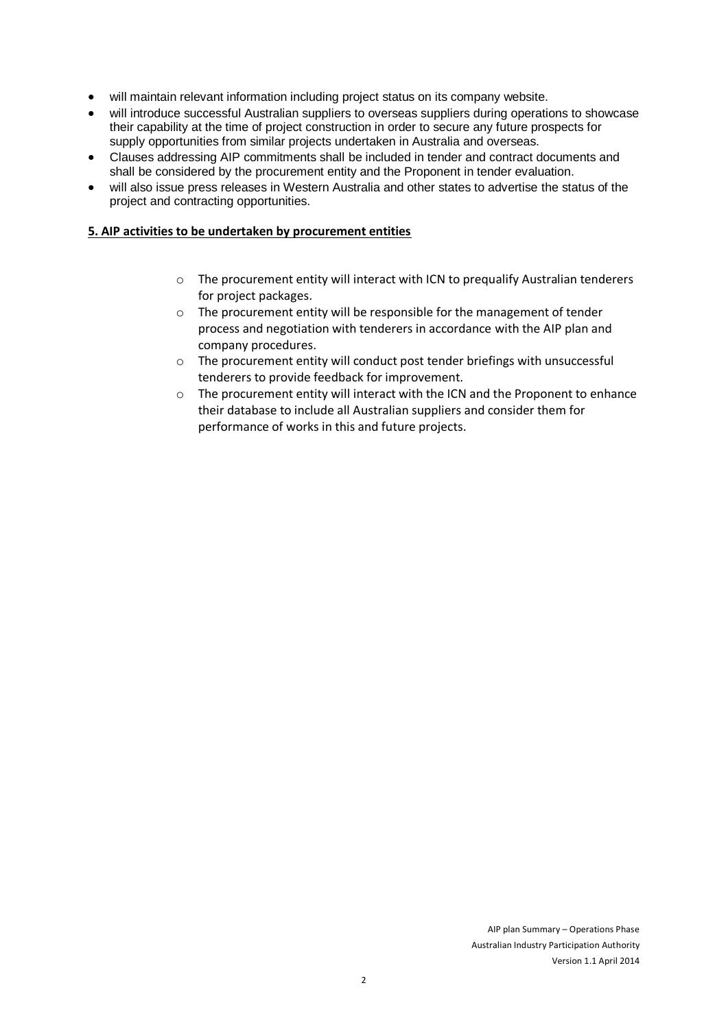- will maintain relevant information including project status on its company website.
- will introduce successful Australian suppliers to overseas suppliers during operations to showcase their capability at the time of project construction in order to secure any future prospects for supply opportunities from similar projects undertaken in Australia and overseas.
- Clauses addressing AIP commitments shall be included in tender and contract documents and shall be considered by the procurement entity and the Proponent in tender evaluation.
- will also issue press releases in Western Australia and other states to advertise the status of the project and contracting opportunities.

**5. AIP activities to be undertaken by procurement entities**

- The procurement entity will interact with ICN to prequalify Australian tenderers for project packages.
- The procurement entity will be responsible for the management of tender process and negotiation with tenderers in accordance with the AIP plan and company procedures.
- The procurement entity will conduct post tender briefings with unsuccessful tenderers to provide feedback for improvement.
- The procurement entity will interact with the ICN and the Proponent to enhance their database to include all Australian suppliers and consider them for performance of works in this and future projects.